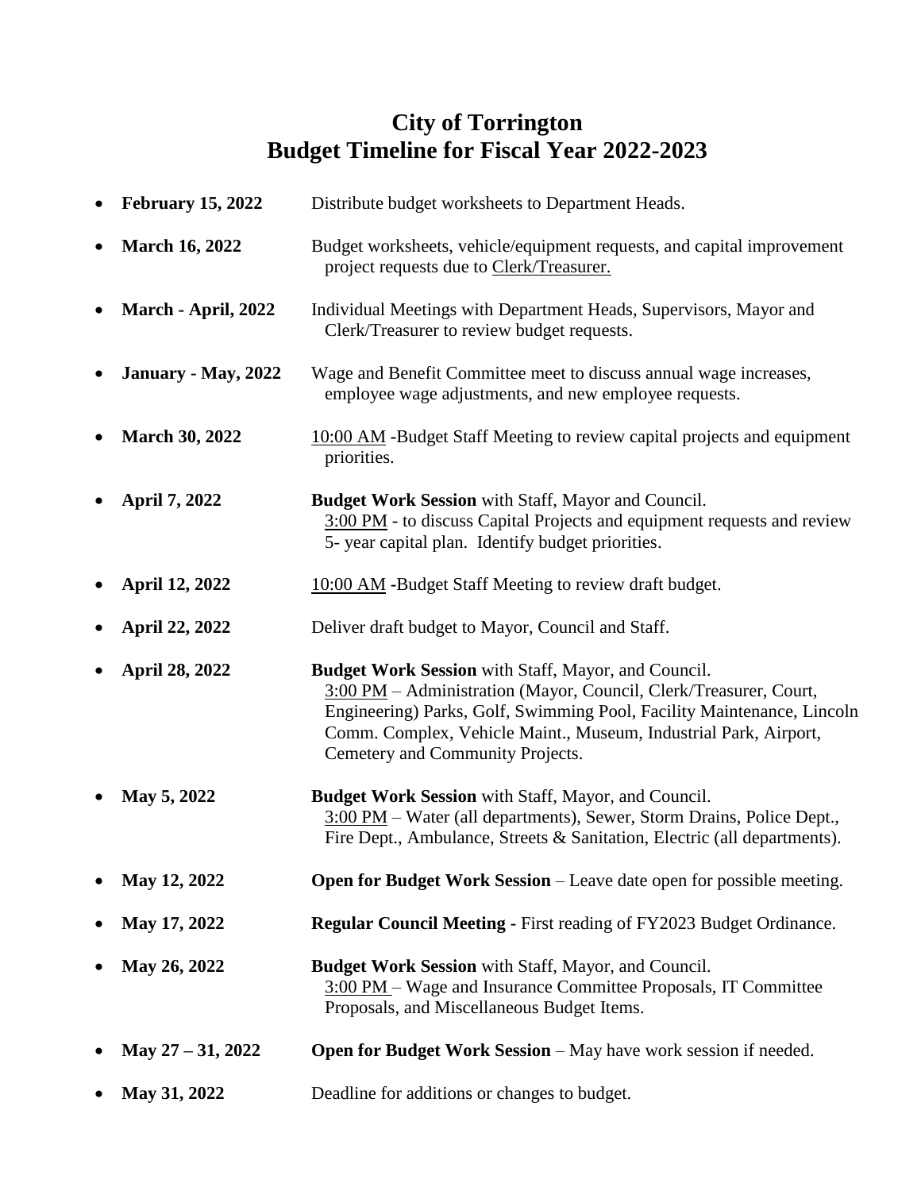# City of Torrington
# Budget Timeline for Fiscal Year 2022-2023

- **February 15, 2022** Distribute budget worksheets to Department Heads.
- **March 16, 2022** Budget worksheets, vehicle/equipment requests, and capital improvement project requests due to Clerk/Treasurer.
- **March - April, 2022** Individual Meetings with Department Heads, Supervisors, Mayor and Clerk/Treasurer to review budget requests.
- **January - May, 2022** Wage and Benefit Committee meet to discuss annual wage increases, employee wage adjustments, and new employee requests.
- **March 30, 2022** 10:00 AM -Budget Staff Meeting to review capital projects and equipment priorities.
- **April 7, 2022** **Budget Work Session** with Staff, Mayor and Council. 3:00 PM - to discuss Capital Projects and equipment requests and review 5- year capital plan. Identify budget priorities.
- **April 12, 2022** 10:00 AM -Budget Staff Meeting to review draft budget.
- **April 22, 2022** Deliver draft budget to Mayor, Council and Staff.
- **April 28, 2022** **Budget Work Session** with Staff, Mayor, and Council. 3:00 PM – Administration (Mayor, Council, Clerk/Treasurer, Court, Engineering) Parks, Golf, Swimming Pool, Facility Maintenance, Lincoln Comm. Complex, Vehicle Maint., Museum, Industrial Park, Airport, Cemetery and Community Projects.
- **May 5, 2022** **Budget Work Session** with Staff, Mayor, and Council. 3:00 PM – Water (all departments), Sewer, Storm Drains, Police Dept., Fire Dept., Ambulance, Streets & Sanitation, Electric (all departments).
- **May 12, 2022** **Open for Budget Work Session** – Leave date open for possible meeting.
- **May 17, 2022** **Regular Council Meeting -** First reading of FY2023 Budget Ordinance.
- **May 26, 2022** **Budget Work Session** with Staff, Mayor, and Council. 3:00 PM – Wage and Insurance Committee Proposals, IT Committee Proposals, and Miscellaneous Budget Items.
- **May 27 – 31, 2022** **Open for Budget Work Session** – May have work session if needed.
- **May 31, 2022** Deadline for additions or changes to budget.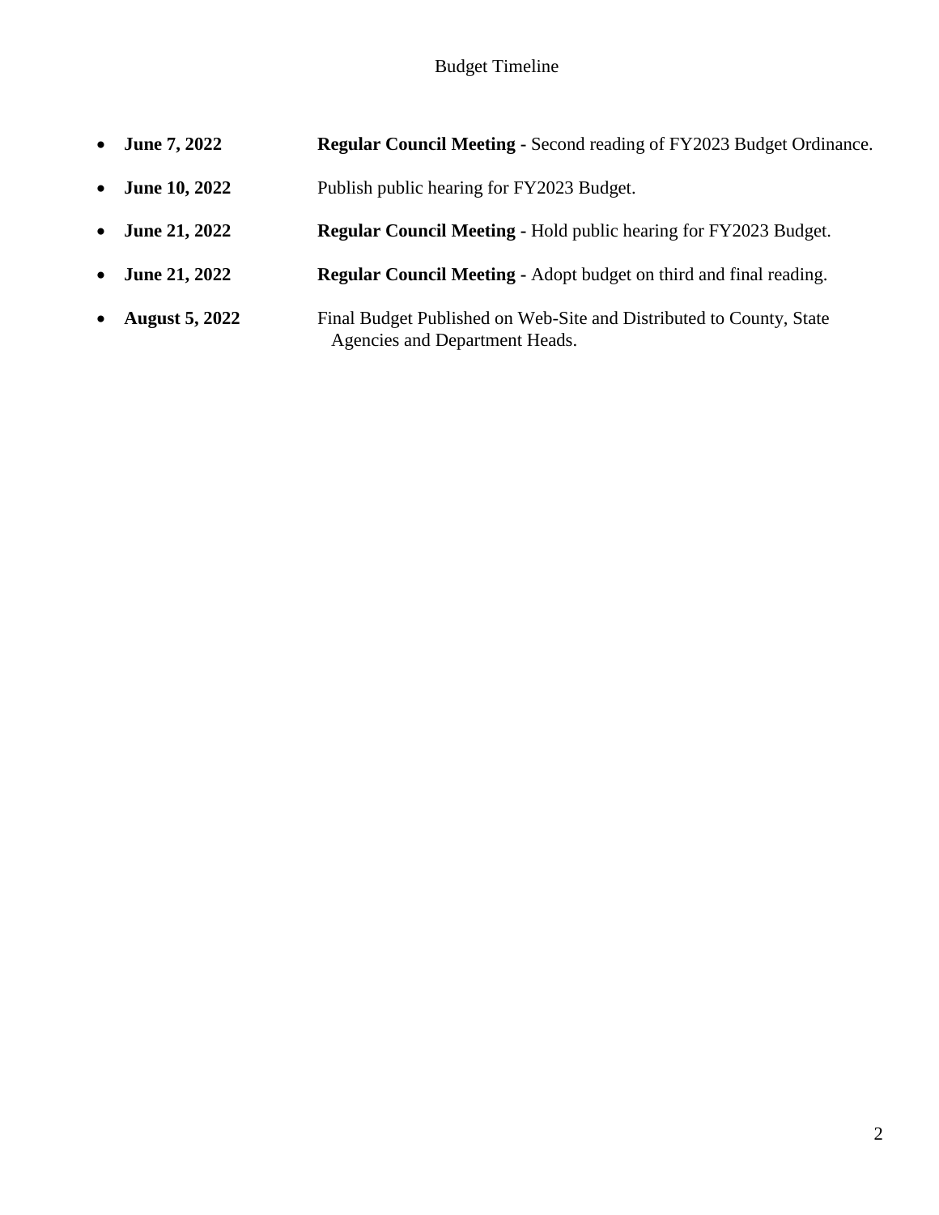# Budget Timeline

- **June 7, 2022** — **Regular Council Meeting -** Second reading of FY2023 Budget Ordinance.
- **June 10, 2022** — Publish public hearing for FY2023 Budget.
- **June 21, 2022** — **Regular Council Meeting -** Hold public hearing for FY2023 Budget.
- **June 21, 2022** — **Regular Council Meeting -** Adopt budget on third and final reading.
- **August 5, 2022** — Final Budget Published on Web-Site and Distributed to County, State Agencies and Department Heads.